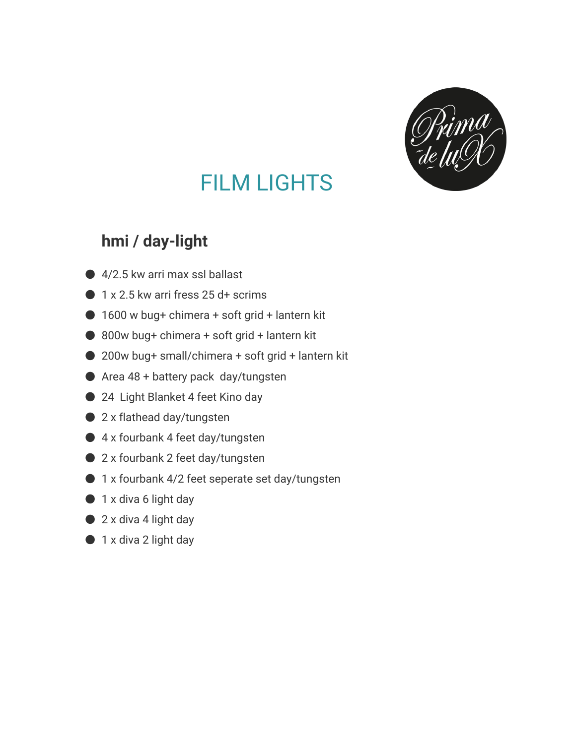# FILM LIGHTS

## hmi / day-light

- 4/2.5 kw arri max ssl ballast
- 1 x 2.5 kw arri fress 25 d+ scrims
- 1600 w bug+ chimera + soft grid + lantern kit
- 800w bug+ chimera + soft grid + lantern kit
- 200w bug+ small/chimera + soft grid + lantern kit
- Area 48 + battery pack  day/tungsten
- 24  Light Blanket 4 feet Kino day
- 2 x flathead day/tungsten
- 4 x fourbank 4 feet day/tungsten
- 2 x fourbank 2 feet day/tungsten
- 1 x fourbank 4/2 feet seperate set day/tungsten
- 1 x diva 6 light day
- 2 x diva 4 light day
- 1 x diva 2 light day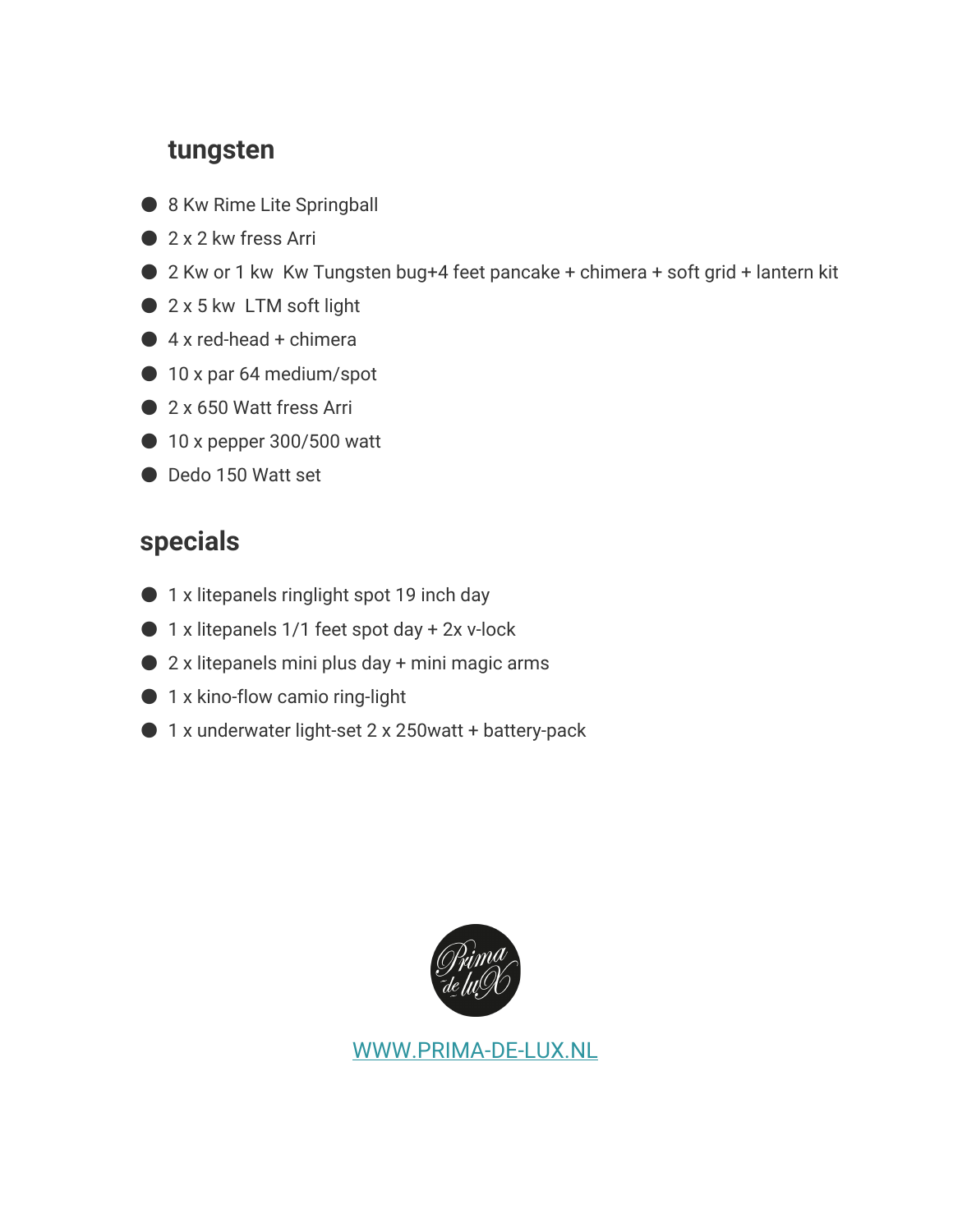## tungsten

- 8 Kw Rime Lite Springball
- 2 x 2 kw fress Arri
- 2 Kw or 1 kw  Kw Tungsten bug+4 feet pancake + chimera + soft grid + lantern kit
- 2 x 5 kw  LTM soft light
- 4 x red-head + chimera
- 10 x par 64 medium/spot
- 2 x 650 Watt fress Arri
- 10 x pepper 300/500 watt
- Dedo 150 Watt set

## specials

- 1 x litepanels ringlight spot 19 inch day
- 1 x litepanels 1/1 feet spot day + 2x v-lock
- 2 x litepanels mini plus day + mini magic arms
- 1 x kino-flow camio ring-light
- 1 x underwater light-set 2 x 250watt + battery-pack

Prima de luX

WWW.PRIMA-DE-LUX.NL